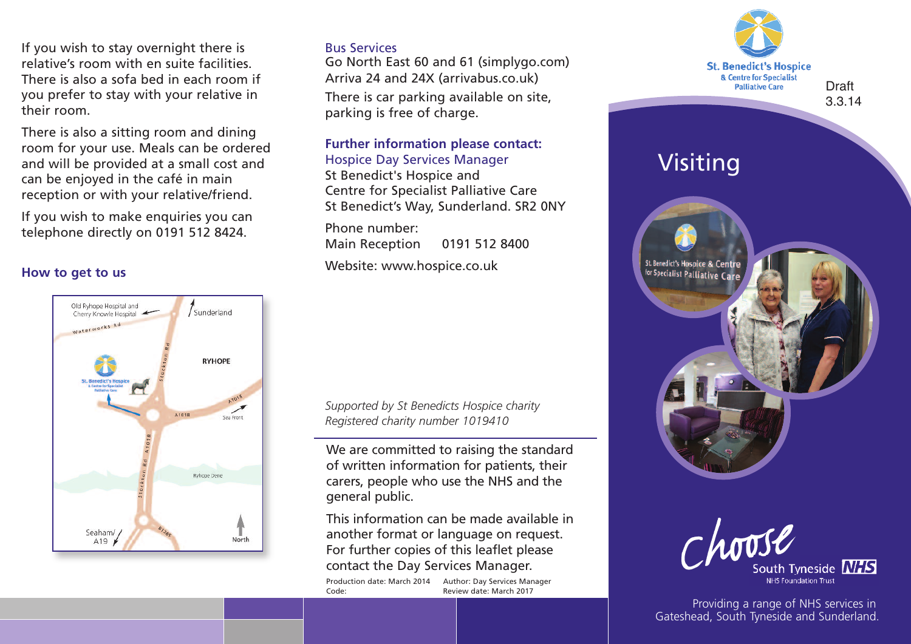If you wish to stay overnight there is relative's room with en suite facilities. There is also a sofa bed in each room if you prefer to stay with your relative in their room.

There is also a sitting room and dining room for your use. Meals can be ordered and will be provided at a small cost and can be enjoyed in the café in main reception or with your relative/friend.

If you wish to make enquiries you can telephone directly on 0191 512 8424.

## How to get to us

Old Ryhope Hospital and Cherry Knowle Hospital

Sunderland

Waterworks Rd

Stockton Rd

RYHOPE

St. Benedict's Hospice & Centre for Specialist Palliative Care

A1018

A1018

Sea Front

A1018

Stockton Rd

Ryhope Dene

Seaham/ A19

B1285

North

**Bus Services**

Go North East 60 and 61 (simplygo.com)
Arriva 24 and 24X (arrivabus.co.uk)

There is car parking available on site, parking is free of charge.

**Further information please contact:**

Hospice Day Services Manager
St Benedict's Hospice and
Centre for Specialist Palliative Care
St Benedict's Way, Sunderland. SR2 0NY

Phone number:
Main Reception 0191 512 8400

Website: www.hospice.co.uk

*Supported by St Benedicts Hospice charity*
*Registered charity number 1019410*

We are committed to raising the standard of written information for patients, their carers, people who use the NHS and the general public.

This information can be made available in another format or language on request. For further copies of this leaflet please contact the Day Services Manager.

Production date: March 2014
Code:
Author: Day Services Manager
Review date: March 2017

St. Benedict's Hospice & Centre for Specialist Palliative Care

Draft 3.3.14

# Visiting

Choose

South Tyneside NHS
NHS Foundation Trust

Providing a range of NHS services in Gateshead, South Tyneside and Sunderland.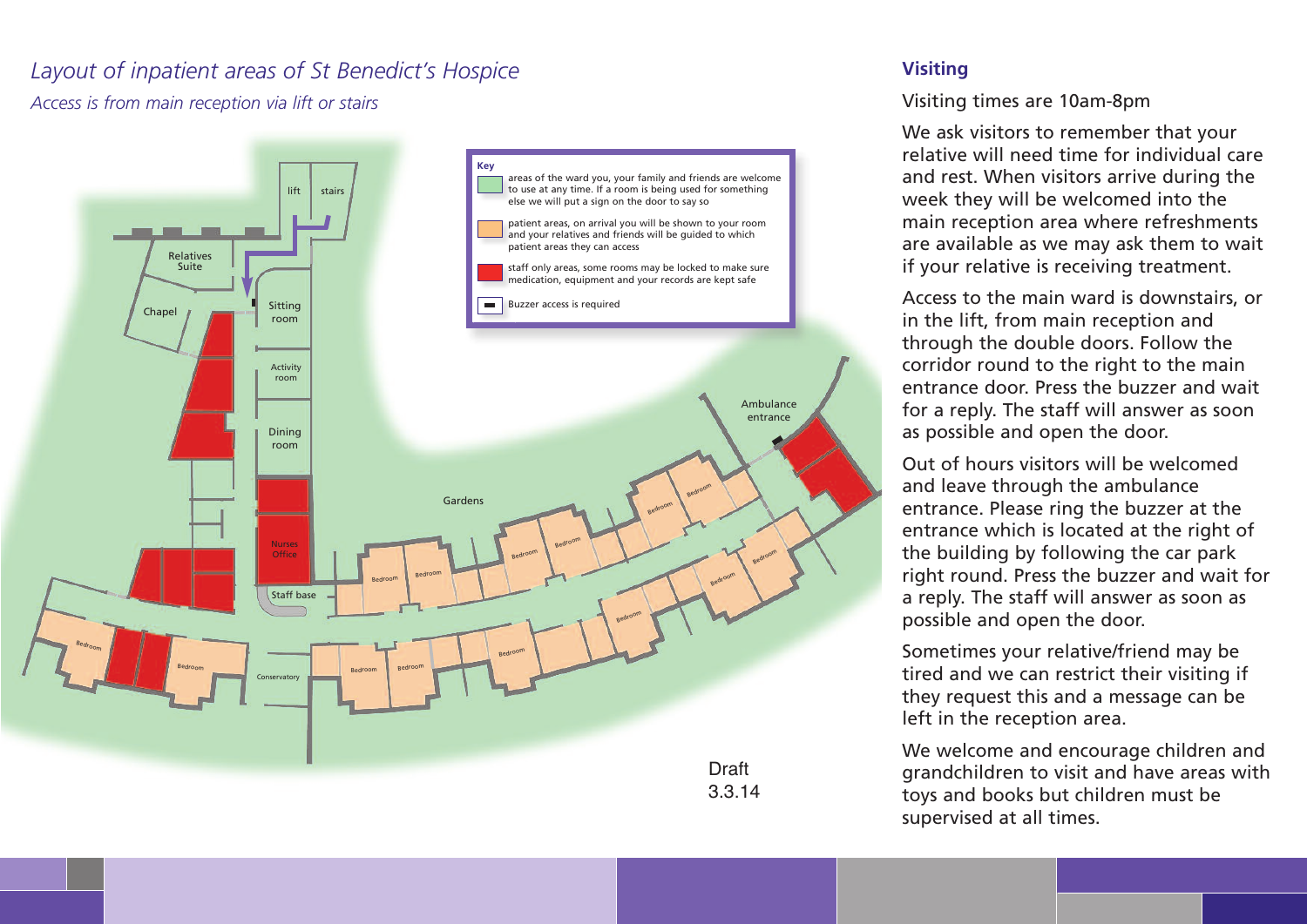*Layout of inpatient areas of St Benedict's Hospice*

*Access is from main reception via lift or stairs*

**Key**

- areas of the ward you, your family and friends are welcome to use at any time. If a room is being used for something else we will put a sign on the door to say so
- patient areas, on arrival you will be shown to your room and your relatives and friends will be guided to which patient areas they can access
- staff only areas, some rooms may be locked to make sure medication, equipment and your records are kept safe
- Buzzer access is required

lift
stairs
Relatives Suite
Chapel
Sitting room
Activity room
Dining room
Nurses Office
Staff base
Gardens
Ambulance entrance
Conservatory
Bedroom

Draft
3.3.14

## Visiting

Visiting times are 10am-8pm

We ask visitors to remember that your relative will need time for individual care and rest. When visitors arrive during the week they will be welcomed into the main reception area where refreshments are available as we may ask them to wait if your relative is receiving treatment.

Access to the main ward is downstairs, or in the lift, from main reception and through the double doors. Follow the corridor round to the right to the main entrance door. Press the buzzer and wait for a reply. The staff will answer as soon as possible and open the door.

Out of hours visitors will be welcomed and leave through the ambulance entrance. Please ring the buzzer at the entrance which is located at the right of the building by following the car park right round. Press the buzzer and wait for a reply. The staff will answer as soon as possible and open the door.

Sometimes your relative/friend may be tired and we can restrict their visiting if they request this and a message can be left in the reception area.

We welcome and encourage children and grandchildren to visit and have areas with toys and books but children must be supervised at all times.